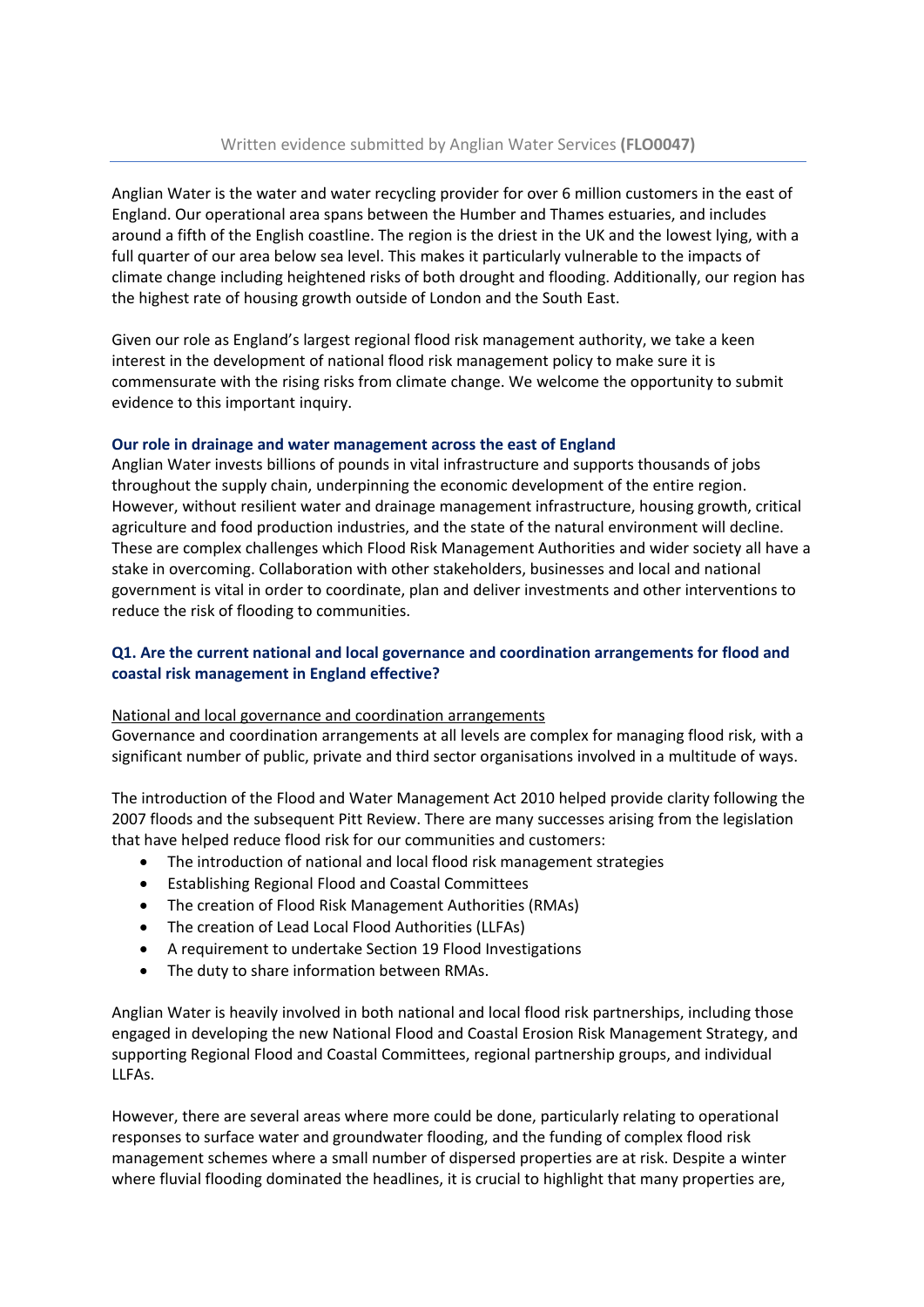Written evidence submitted by Anglian Water Services **(FLO0047)**

Anglian Water is the water and water recycling provider for over 6 million customers in the east of England. Our operational area spans between the Humber and Thames estuaries, and includes around a fifth of the English coastline. The region is the driest in the UK and the lowest lying, with a full quarter of our area below sea level. This makes it particularly vulnerable to the impacts of climate change including heightened risks of both drought and flooding. Additionally, our region has the highest rate of housing growth outside of London and the South East.

Given our role as England's largest regional flood risk management authority, we take a keen interest in the development of national flood risk management policy to make sure it is commensurate with the rising risks from climate change. We welcome the opportunity to submit evidence to this important inquiry.

### Our role in drainage and water management across the east of England

Anglian Water invests billions of pounds in vital infrastructure and supports thousands of jobs throughout the supply chain, underpinning the economic development of the entire region. However, without resilient water and drainage management infrastructure, housing growth, critical agriculture and food production industries, and the state of the natural environment will decline. These are complex challenges which Flood Risk Management Authorities and wider society all have a stake in overcoming. Collaboration with other stakeholders, businesses and local and national government is vital in order to coordinate, plan and deliver investments and other interventions to reduce the risk of flooding to communities.

### Q1. Are the current national and local governance and coordination arrangements for flood and coastal risk management in England effective?

National and local governance and coordination arrangements

Governance and coordination arrangements at all levels are complex for managing flood risk, with a significant number of public, private and third sector organisations involved in a multitude of ways.

The introduction of the Flood and Water Management Act 2010 helped provide clarity following the 2007 floods and the subsequent Pitt Review. There are many successes arising from the legislation that have helped reduce flood risk for our communities and customers:

- The introduction of national and local flood risk management strategies
- Establishing Regional Flood and Coastal Committees
- The creation of Flood Risk Management Authorities (RMAs)
- The creation of Lead Local Flood Authorities (LLFAs)
- A requirement to undertake Section 19 Flood Investigations
- The duty to share information between RMAs.

Anglian Water is heavily involved in both national and local flood risk partnerships, including those engaged in developing the new National Flood and Coastal Erosion Risk Management Strategy, and supporting Regional Flood and Coastal Committees, regional partnership groups, and individual LLFAs.

However, there are several areas where more could be done, particularly relating to operational responses to surface water and groundwater flooding, and the funding of complex flood risk management schemes where a small number of dispersed properties are at risk. Despite a winter where fluvial flooding dominated the headlines, it is crucial to highlight that many properties are,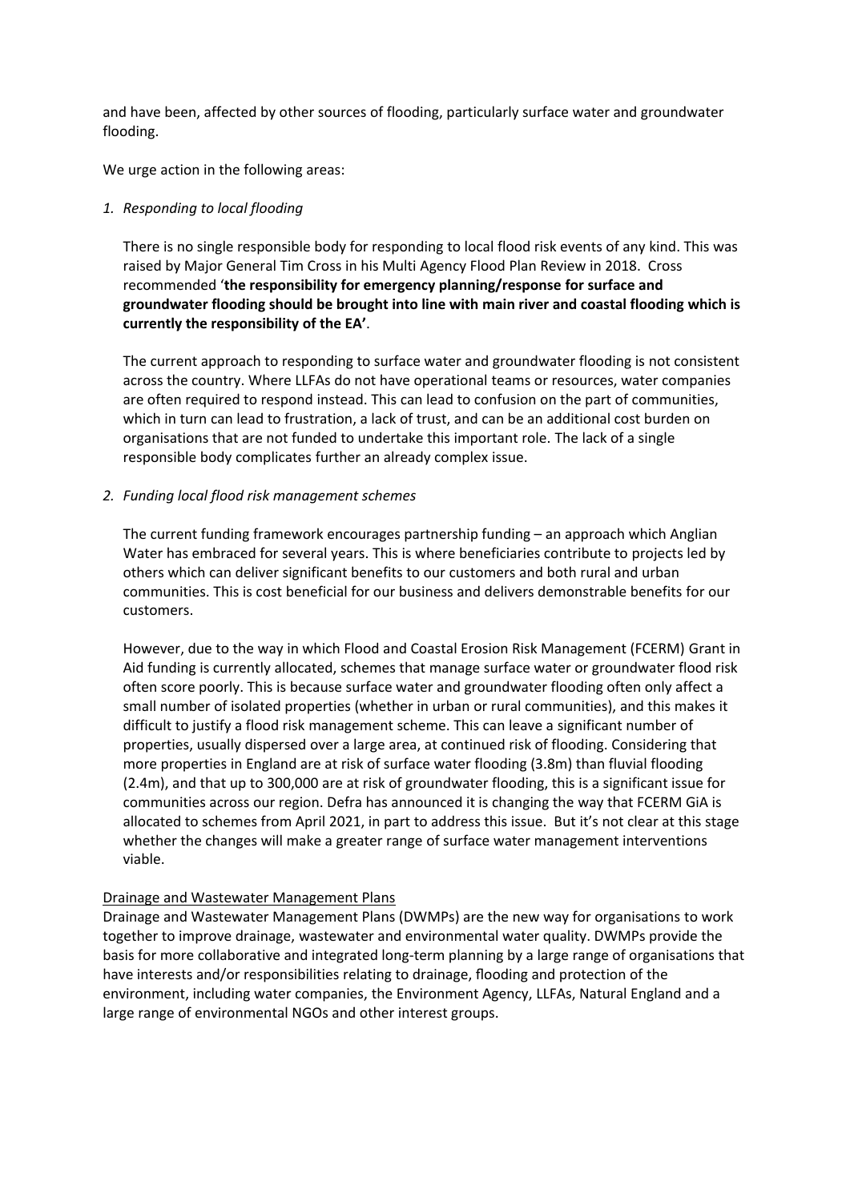and have been, affected by other sources of flooding, particularly surface water and groundwater flooding.

We urge action in the following areas:

1. *Responding to local flooding*

   There is no single responsible body for responding to local flood risk events of any kind. This was raised by Major General Tim Cross in his Multi Agency Flood Plan Review in 2018. Cross recommended '**the responsibility for emergency planning/response for surface and groundwater flooding should be brought into line with main river and coastal flooding which is currently the responsibility of the EA'**.

   The current approach to responding to surface water and groundwater flooding is not consistent across the country. Where LLFAs do not have operational teams or resources, water companies are often required to respond instead. This can lead to confusion on the part of communities, which in turn can lead to frustration, a lack of trust, and can be an additional cost burden on organisations that are not funded to undertake this important role. The lack of a single responsible body complicates further an already complex issue.

2. *Funding local flood risk management schemes*

   The current funding framework encourages partnership funding – an approach which Anglian Water has embraced for several years. This is where beneficiaries contribute to projects led by others which can deliver significant benefits to our customers and both rural and urban communities. This is cost beneficial for our business and delivers demonstrable benefits for our customers.

   However, due to the way in which Flood and Coastal Erosion Risk Management (FCERM) Grant in Aid funding is currently allocated, schemes that manage surface water or groundwater flood risk often score poorly. This is because surface water and groundwater flooding often only affect a small number of isolated properties (whether in urban or rural communities), and this makes it difficult to justify a flood risk management scheme. This can leave a significant number of properties, usually dispersed over a large area, at continued risk of flooding. Considering that more properties in England are at risk of surface water flooding (3.8m) than fluvial flooding (2.4m), and that up to 300,000 are at risk of groundwater flooding, this is a significant issue for communities across our region. Defra has announced it is changing the way that FCERM GiA is allocated to schemes from April 2021, in part to address this issue. But it's not clear at this stage whether the changes will make a greater range of surface water management interventions viable.

<u>Drainage and Wastewater Management Plans</u>

Drainage and Wastewater Management Plans (DWMPs) are the new way for organisations to work together to improve drainage, wastewater and environmental water quality. DWMPs provide the basis for more collaborative and integrated long-term planning by a large range of organisations that have interests and/or responsibilities relating to drainage, flooding and protection of the environment, including water companies, the Environment Agency, LLFAs, Natural England and a large range of environmental NGOs and other interest groups.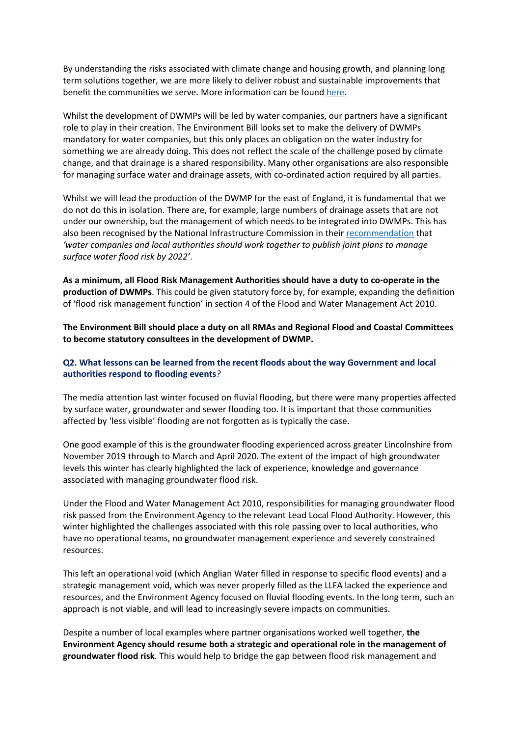By understanding the risks associated with climate change and housing growth, and planning long term solutions together, we are more likely to deliver robust and sustainable improvements that benefit the communities we serve. More information can be found here.

Whilst the development of DWMPs will be led by water companies, our partners have a significant role to play in their creation. The Environment Bill looks set to make the delivery of DWMPs mandatory for water companies, but this only places an obligation on the water industry for something we are already doing. This does not reflect the scale of the challenge posed by climate change, and that drainage is a shared responsibility. Many other organisations are also responsible for managing surface water and drainage assets, with co-ordinated action required by all parties.

Whilst we will lead the production of the DWMP for the east of England, it is fundamental that we do not do this in isolation. There are, for example, large numbers of drainage assets that are not under our ownership, but the management of which needs to be integrated into DWMPs. This has also been recognised by the National Infrastructure Commission in their recommendation that *'water companies and local authorities should work together to publish joint plans to manage surface water flood risk by 2022'*.

**As a minimum, all Flood Risk Management Authorities should have a duty to co-operate in the production of DWMPs**. This could be given statutory force by, for example, expanding the definition of 'flood risk management function' in section 4 of the Flood and Water Management Act 2010.

**The Environment Bill should place a duty on all RMAs and Regional Flood and Coastal Committees to become statutory consultees in the development of DWMP.**

### Q2. What lessons can be learned from the recent floods about the way Government and local authorities respond to flooding events?

The media attention last winter focused on fluvial flooding, but there were many properties affected by surface water, groundwater and sewer flooding too. It is important that those communities affected by 'less visible' flooding are not forgotten as is typically the case.

One good example of this is the groundwater flooding experienced across greater Lincolnshire from November 2019 through to March and April 2020. The extent of the impact of high groundwater levels this winter has clearly highlighted the lack of experience, knowledge and governance associated with managing groundwater flood risk.

Under the Flood and Water Management Act 2010, responsibilities for managing groundwater flood risk passed from the Environment Agency to the relevant Lead Local Flood Authority. However, this winter highlighted the challenges associated with this role passing over to local authorities, who have no operational teams, no groundwater management experience and severely constrained resources.

This left an operational void (which Anglian Water filled in response to specific flood events) and a strategic management void, which was never properly filled as the LLFA lacked the experience and resources, and the Environment Agency focused on fluvial flooding events. In the long term, such an approach is not viable, and will lead to increasingly severe impacts on communities.

Despite a number of local examples where partner organisations worked well together, **the Environment Agency should resume both a strategic and operational role in the management of groundwater flood risk**. This would help to bridge the gap between flood risk management and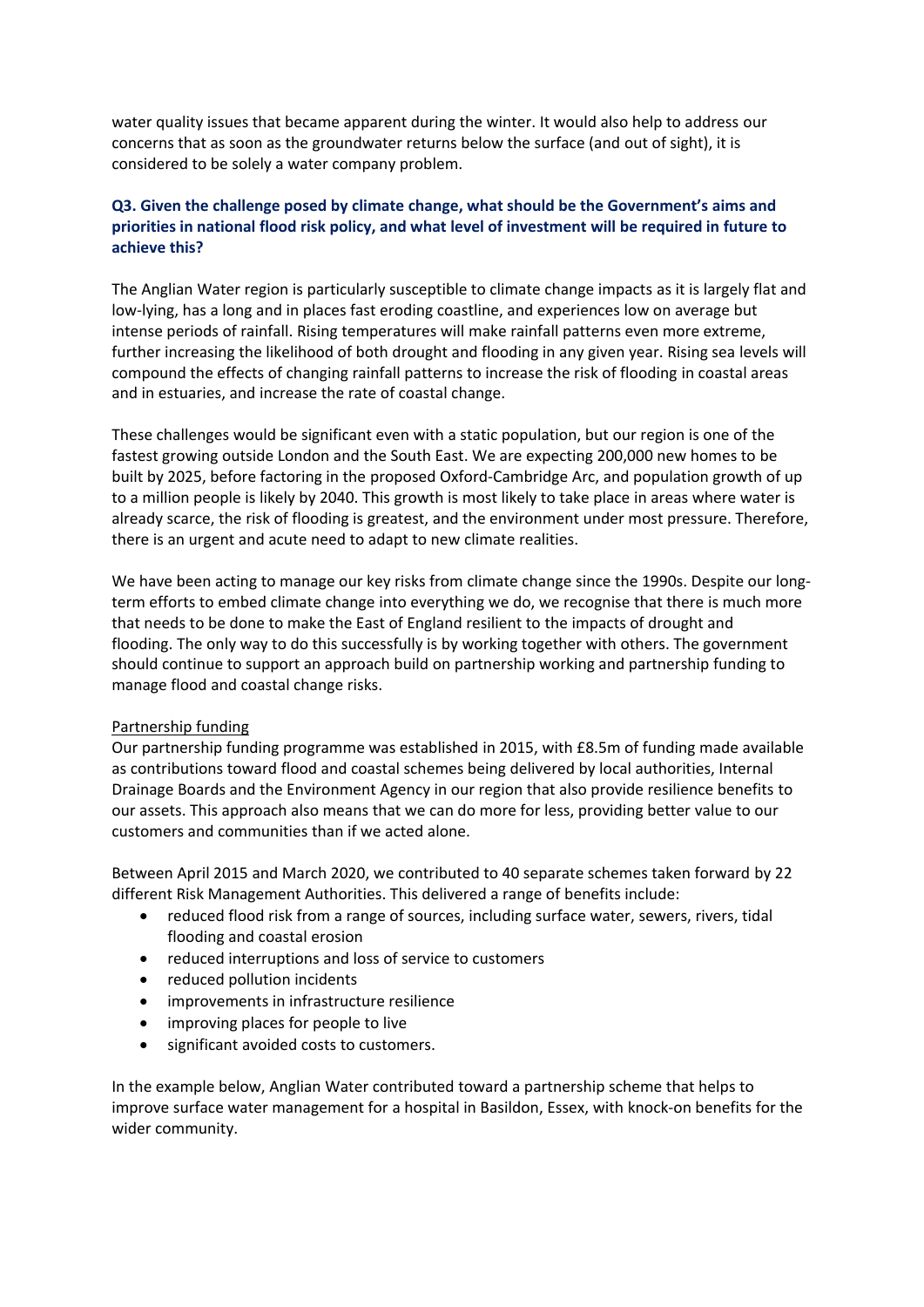water quality issues that became apparent during the winter. It would also help to address our concerns that as soon as the groundwater returns below the surface (and out of sight), it is considered to be solely a water company problem.

### Q3. Given the challenge posed by climate change, what should be the Government's aims and priorities in national flood risk policy, and what level of investment will be required in future to achieve this?

The Anglian Water region is particularly susceptible to climate change impacts as it is largely flat and low-lying, has a long and in places fast eroding coastline, and experiences low on average but intense periods of rainfall. Rising temperatures will make rainfall patterns even more extreme, further increasing the likelihood of both drought and flooding in any given year. Rising sea levels will compound the effects of changing rainfall patterns to increase the risk of flooding in coastal areas and in estuaries, and increase the rate of coastal change.

These challenges would be significant even with a static population, but our region is one of the fastest growing outside London and the South East. We are expecting 200,000 new homes to be built by 2025, before factoring in the proposed Oxford-Cambridge Arc, and population growth of up to a million people is likely by 2040. This growth is most likely to take place in areas where water is already scarce, the risk of flooding is greatest, and the environment under most pressure. Therefore, there is an urgent and acute need to adapt to new climate realities.

We have been acting to manage our key risks from climate change since the 1990s. Despite our long-term efforts to embed climate change into everything we do, we recognise that there is much more that needs to be done to make the East of England resilient to the impacts of drought and flooding. The only way to do this successfully is by working together with others. The government should continue to support an approach build on partnership working and partnership funding to manage flood and coastal change risks.

Partnership funding

Our partnership funding programme was established in 2015, with £8.5m of funding made available as contributions toward flood and coastal schemes being delivered by local authorities, Internal Drainage Boards and the Environment Agency in our region that also provide resilience benefits to our assets. This approach also means that we can do more for less, providing better value to our customers and communities than if we acted alone.

Between April 2015 and March 2020, we contributed to 40 separate schemes taken forward by 22 different Risk Management Authorities. This delivered a range of benefits include:

- reduced flood risk from a range of sources, including surface water, sewers, rivers, tidal flooding and coastal erosion
- reduced interruptions and loss of service to customers
- reduced pollution incidents
- improvements in infrastructure resilience
- improving places for people to live
- significant avoided costs to customers.

In the example below, Anglian Water contributed toward a partnership scheme that helps to improve surface water management for a hospital in Basildon, Essex, with knock-on benefits for the wider community.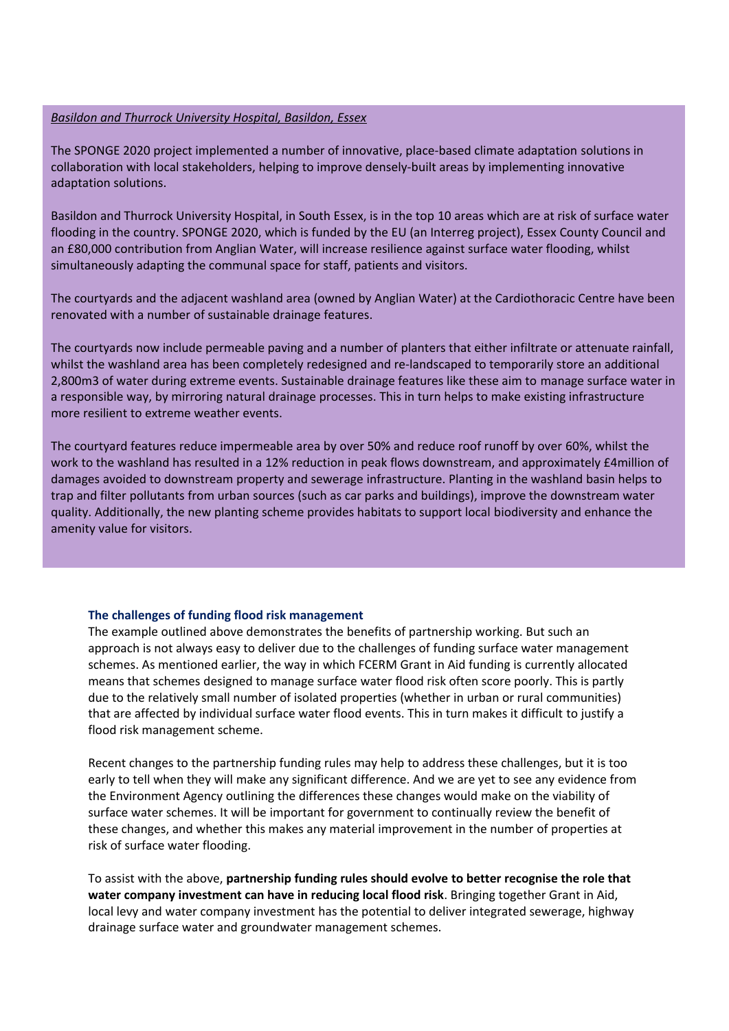*Basildon and Thurrock University Hospital, Basildon, Essex*

The SPONGE 2020 project implemented a number of innovative, place-based climate adaptation solutions in collaboration with local stakeholders, helping to improve densely-built areas by implementing innovative adaptation solutions.

Basildon and Thurrock University Hospital, in South Essex, is in the top 10 areas which are at risk of surface water flooding in the country. SPONGE 2020, which is funded by the EU (an Interreg project), Essex County Council and an £80,000 contribution from Anglian Water, will increase resilience against surface water flooding, whilst simultaneously adapting the communal space for staff, patients and visitors.

The courtyards and the adjacent washland area (owned by Anglian Water) at the Cardiothoracic Centre have been renovated with a number of sustainable drainage features.

The courtyards now include permeable paving and a number of planters that either infiltrate or attenuate rainfall, whilst the washland area has been completely redesigned and re-landscaped to temporarily store an additional 2,800m3 of water during extreme events. Sustainable drainage features like these aim to manage surface water in a responsible way, by mirroring natural drainage processes. This in turn helps to make existing infrastructure more resilient to extreme weather events.

The courtyard features reduce impermeable area by over 50% and reduce roof runoff by over 60%, whilst the work to the washland has resulted in a 12% reduction in peak flows downstream, and approximately £4million of damages avoided to downstream property and sewerage infrastructure. Planting in the washland basin helps to trap and filter pollutants from urban sources (such as car parks and buildings), improve the downstream water quality. Additionally, the new planting scheme provides habitats to support local biodiversity and enhance the amenity value for visitors.

### The challenges of funding flood risk management

The example outlined above demonstrates the benefits of partnership working. But such an approach is not always easy to deliver due to the challenges of funding surface water management schemes. As mentioned earlier, the way in which FCERM Grant in Aid funding is currently allocated means that schemes designed to manage surface water flood risk often score poorly. This is partly due to the relatively small number of isolated properties (whether in urban or rural communities) that are affected by individual surface water flood events. This in turn makes it difficult to justify a flood risk management scheme.

Recent changes to the partnership funding rules may help to address these challenges, but it is too early to tell when they will make any significant difference. And we are yet to see any evidence from the Environment Agency outlining the differences these changes would make on the viability of surface water schemes. It will be important for government to continually review the benefit of these changes, and whether this makes any material improvement in the number of properties at risk of surface water flooding.

To assist with the above, **partnership funding rules should evolve to better recognise the role that water company investment can have in reducing local flood risk**. Bringing together Grant in Aid, local levy and water company investment has the potential to deliver integrated sewerage, highway drainage surface water and groundwater management schemes.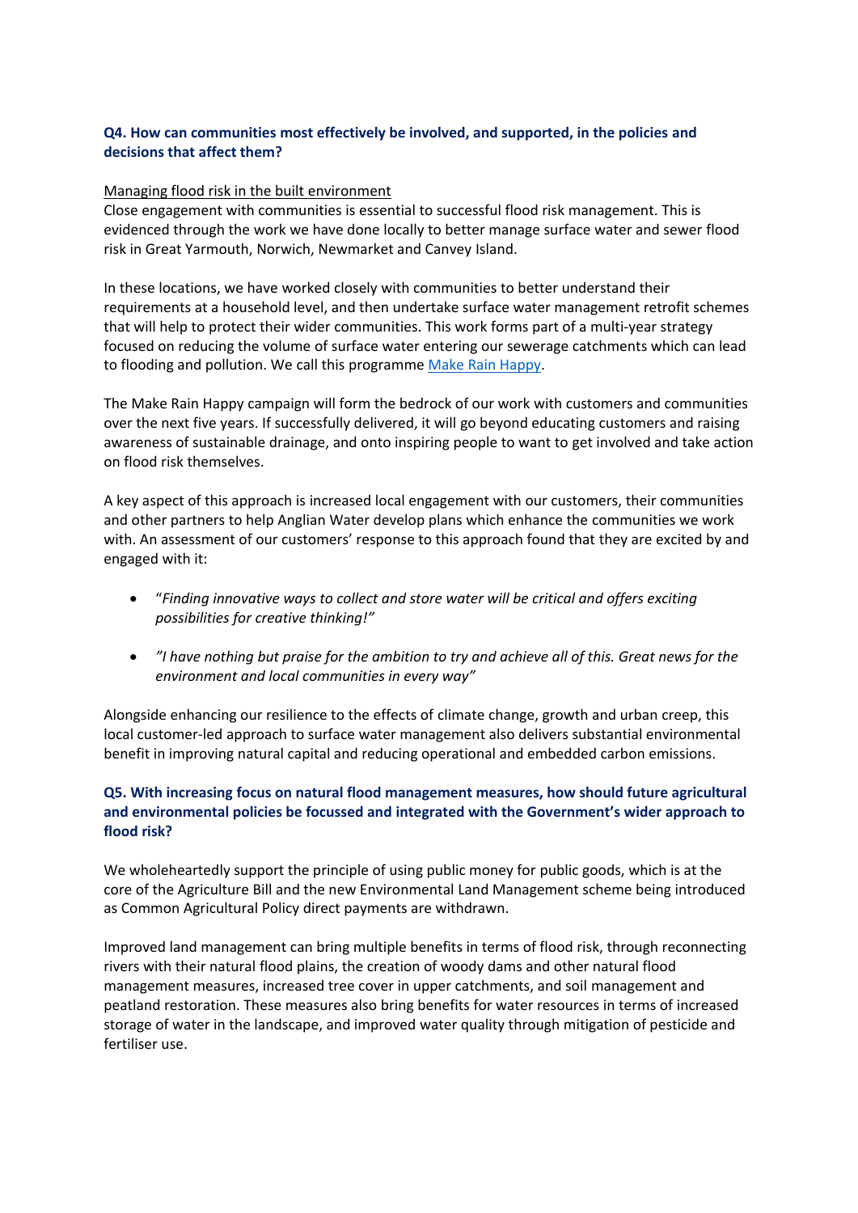**Q4. How can communities most effectively be involved, and supported, in the policies and decisions that affect them?**

Managing flood risk in the built environment

Close engagement with communities is essential to successful flood risk management. This is evidenced through the work we have done locally to better manage surface water and sewer flood risk in Great Yarmouth, Norwich, Newmarket and Canvey Island.

In these locations, we have worked closely with communities to better understand their requirements at a household level, and then undertake surface water management retrofit schemes that will help to protect their wider communities. This work forms part of a multi-year strategy focused on reducing the volume of surface water entering our sewerage catchments which can lead to flooding and pollution. We call this programme [Make Rain Happy](#).

The Make Rain Happy campaign will form the bedrock of our work with customers and communities over the next five years. If successfully delivered, it will go beyond educating customers and raising awareness of sustainable drainage, and onto inspiring people to want to get involved and take action on flood risk themselves.

A key aspect of this approach is increased local engagement with our customers, their communities and other partners to help Anglian Water develop plans which enhance the communities we work with. An assessment of our customers' response to this approach found that they are excited by and engaged with it:

- "*Finding innovative ways to collect and store water will be critical and offers exciting possibilities for creative thinking!"*
- *"I have nothing but praise for the ambition to try and achieve all of this. Great news for the environment and local communities in every way"*

Alongside enhancing our resilience to the effects of climate change, growth and urban creep, this local customer-led approach to surface water management also delivers substantial environmental benefit in improving natural capital and reducing operational and embedded carbon emissions.

**Q5. With increasing focus on natural flood management measures, how should future agricultural and environmental policies be focussed and integrated with the Government's wider approach to flood risk?**

We wholeheartedly support the principle of using public money for public goods, which is at the core of the Agriculture Bill and the new Environmental Land Management scheme being introduced as Common Agricultural Policy direct payments are withdrawn.

Improved land management can bring multiple benefits in terms of flood risk, through reconnecting rivers with their natural flood plains, the creation of woody dams and other natural flood management measures, increased tree cover in upper catchments, and soil management and peatland restoration. These measures also bring benefits for water resources in terms of increased storage of water in the landscape, and improved water quality through mitigation of pesticide and fertiliser use.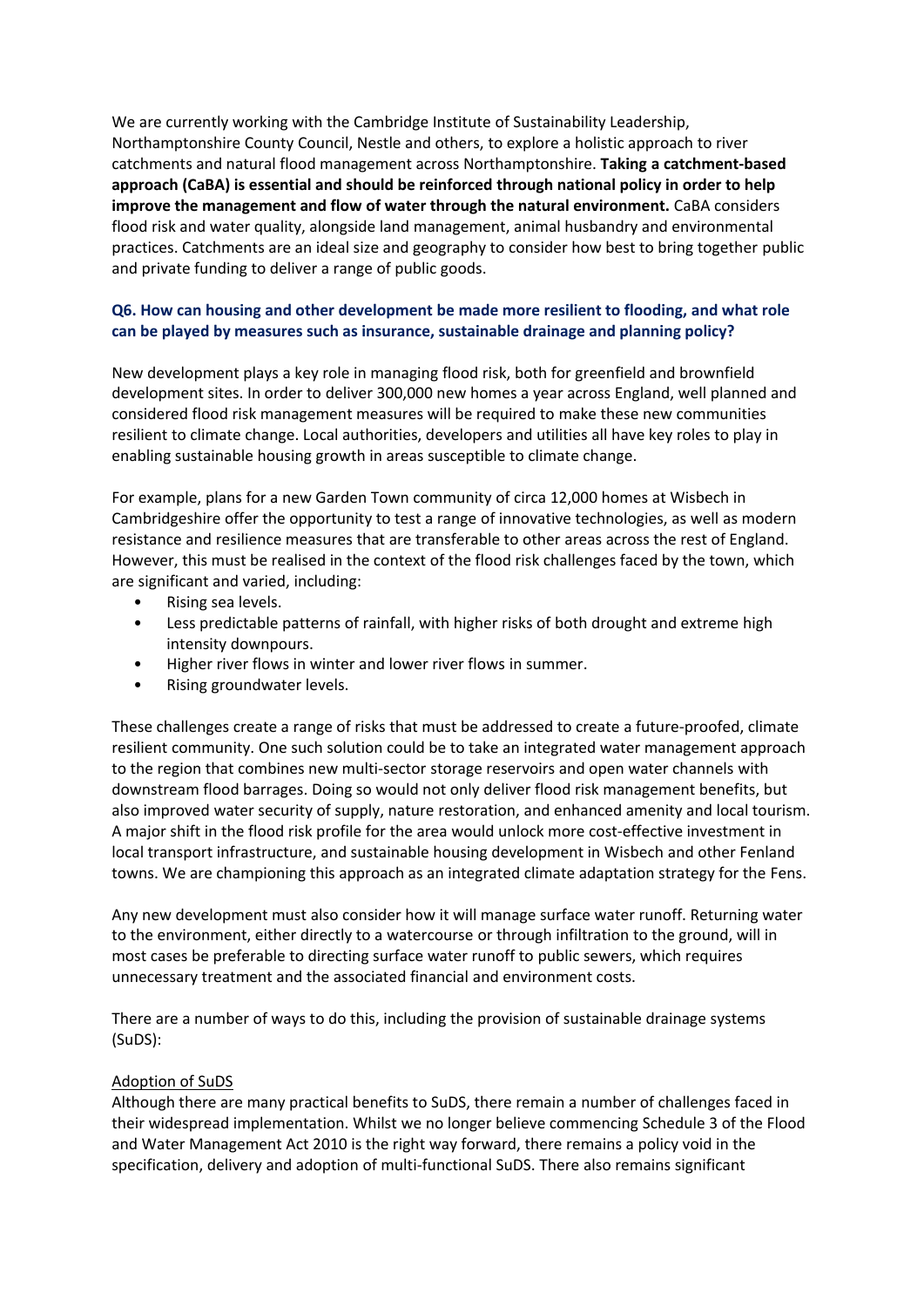We are currently working with the Cambridge Institute of Sustainability Leadership, Northamptonshire County Council, Nestle and others, to explore a holistic approach to river catchments and natural flood management across Northamptonshire. **Taking a catchment-based approach (CaBA) is essential and should be reinforced through national policy in order to help improve the management and flow of water through the natural environment.** CaBA considers flood risk and water quality, alongside land management, animal husbandry and environmental practices. Catchments are an ideal size and geography to consider how best to bring together public and private funding to deliver a range of public goods.

### Q6. How can housing and other development be made more resilient to flooding, and what role can be played by measures such as insurance, sustainable drainage and planning policy?

New development plays a key role in managing flood risk, both for greenfield and brownfield development sites. In order to deliver 300,000 new homes a year across England, well planned and considered flood risk management measures will be required to make these new communities resilient to climate change. Local authorities, developers and utilities all have key roles to play in enabling sustainable housing growth in areas susceptible to climate change.

For example, plans for a new Garden Town community of circa 12,000 homes at Wisbech in Cambridgeshire offer the opportunity to test a range of innovative technologies, as well as modern resistance and resilience measures that are transferable to other areas across the rest of England. However, this must be realised in the context of the flood risk challenges faced by the town, which are significant and varied, including:

- Rising sea levels.
- Less predictable patterns of rainfall, with higher risks of both drought and extreme high intensity downpours.
- Higher river flows in winter and lower river flows in summer.
- Rising groundwater levels.

These challenges create a range of risks that must be addressed to create a future-proofed, climate resilient community. One such solution could be to take an integrated water management approach to the region that combines new multi-sector storage reservoirs and open water channels with downstream flood barrages. Doing so would not only deliver flood risk management benefits, but also improved water security of supply, nature restoration, and enhanced amenity and local tourism. A major shift in the flood risk profile for the area would unlock more cost-effective investment in local transport infrastructure, and sustainable housing development in Wisbech and other Fenland towns. We are championing this approach as an integrated climate adaptation strategy for the Fens.

Any new development must also consider how it will manage surface water runoff. Returning water to the environment, either directly to a watercourse or through infiltration to the ground, will in most cases be preferable to directing surface water runoff to public sewers, which requires unnecessary treatment and the associated financial and environment costs.

There are a number of ways to do this, including the provision of sustainable drainage systems (SuDS):

<u>Adoption of SuDS</u>

Although there are many practical benefits to SuDS, there remain a number of challenges faced in their widespread implementation. Whilst we no longer believe commencing Schedule 3 of the Flood and Water Management Act 2010 is the right way forward, there remains a policy void in the specification, delivery and adoption of multi-functional SuDS. There also remains significant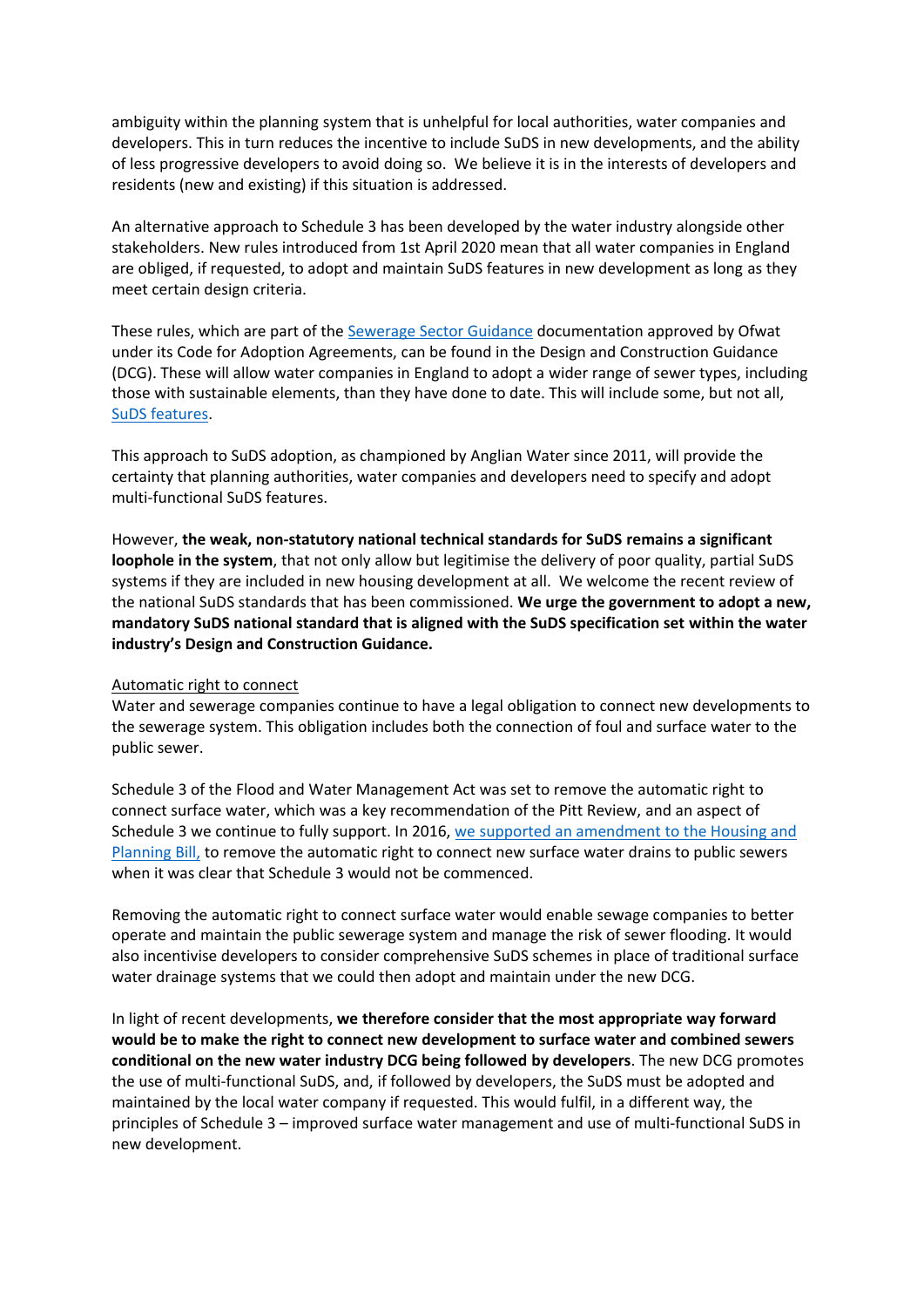ambiguity within the planning system that is unhelpful for local authorities, water companies and developers. This in turn reduces the incentive to include SuDS in new developments, and the ability of less progressive developers to avoid doing so. We believe it is in the interests of developers and residents (new and existing) if this situation is addressed.

An alternative approach to Schedule 3 has been developed by the water industry alongside other stakeholders. New rules introduced from 1st April 2020 mean that all water companies in England are obliged, if requested, to adopt and maintain SuDS features in new development as long as they meet certain design criteria.

These rules, which are part of the Sewerage Sector Guidance documentation approved by Ofwat under its Code for Adoption Agreements, can be found in the Design and Construction Guidance (DCG). These will allow water companies in England to adopt a wider range of sewer types, including those with sustainable elements, than they have done to date. This will include some, but not all, SuDS features.

This approach to SuDS adoption, as championed by Anglian Water since 2011, will provide the certainty that planning authorities, water companies and developers need to specify and adopt multi-functional SuDS features.

However, **the weak, non-statutory national technical standards for SuDS remains a significant loophole in the system**, that not only allow but legitimise the delivery of poor quality, partial SuDS systems if they are included in new housing development at all. We welcome the recent review of the national SuDS standards that has been commissioned. **We urge the government to adopt a new, mandatory SuDS national standard that is aligned with the SuDS specification set within the water industry's Design and Construction Guidance.**

Automatic right to connect

Water and sewerage companies continue to have a legal obligation to connect new developments to the sewerage system. This obligation includes both the connection of foul and surface water to the public sewer.

Schedule 3 of the Flood and Water Management Act was set to remove the automatic right to connect surface water, which was a key recommendation of the Pitt Review, and an aspect of Schedule 3 we continue to fully support. In 2016, we supported an amendment to the Housing and Planning Bill, to remove the automatic right to connect new surface water drains to public sewers when it was clear that Schedule 3 would not be commenced.

Removing the automatic right to connect surface water would enable sewage companies to better operate and maintain the public sewerage system and manage the risk of sewer flooding. It would also incentivise developers to consider comprehensive SuDS schemes in place of traditional surface water drainage systems that we could then adopt and maintain under the new DCG.

In light of recent developments, **we therefore consider that the most appropriate way forward would be to make the right to connect new development to surface water and combined sewers conditional on the new water industry DCG being followed by developers**. The new DCG promotes the use of multi-functional SuDS, and, if followed by developers, the SuDS must be adopted and maintained by the local water company if requested. This would fulfil, in a different way, the principles of Schedule 3 – improved surface water management and use of multi-functional SuDS in new development.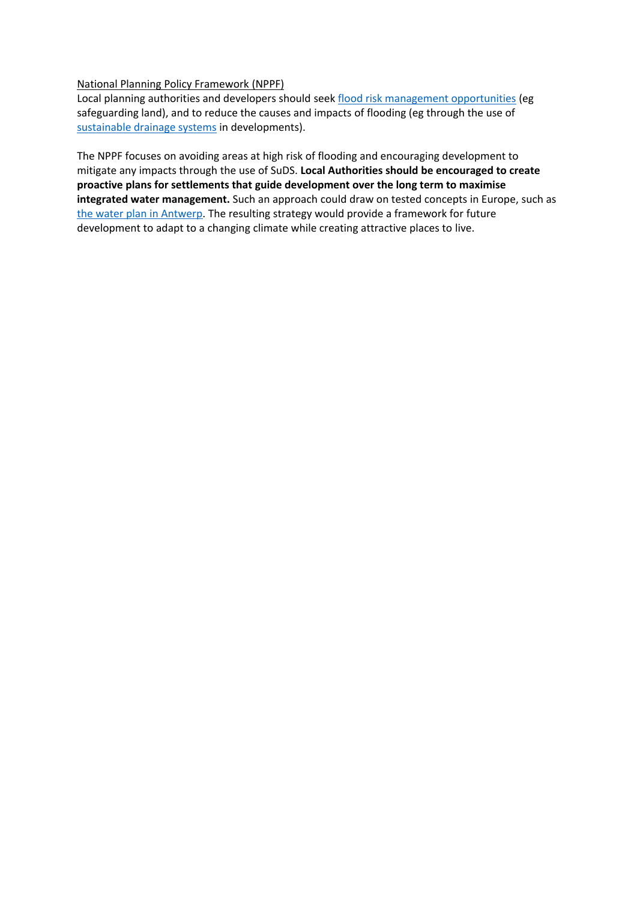National Planning Policy Framework (NPPF)

Local planning authorities and developers should seek flood risk management opportunities (eg safeguarding land), and to reduce the causes and impacts of flooding (eg through the use of sustainable drainage systems in developments).

The NPPF focuses on avoiding areas at high risk of flooding and encouraging development to mitigate any impacts through the use of SuDS. **Local Authorities should be encouraged to create proactive plans for settlements that guide development over the long term to maximise integrated water management.** Such an approach could draw on tested concepts in Europe, such as the water plan in Antwerp. The resulting strategy would provide a framework for future development to adapt to a changing climate while creating attractive places to live.